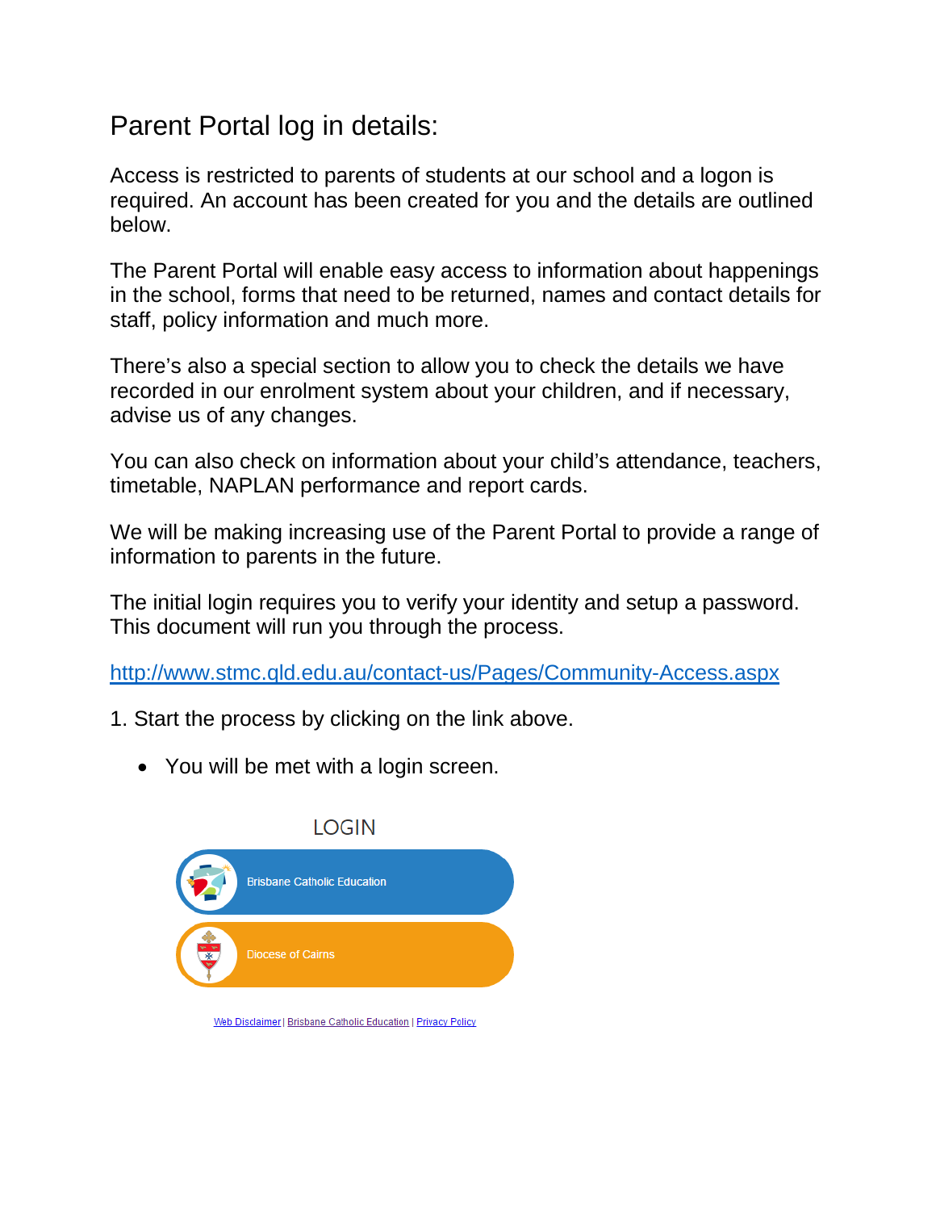# Parent Portal log in details:

Access is restricted to parents of students at our school and a logon is required. An account has been created for you and the details are outlined below.

The Parent Portal will enable easy access to information about happenings in the school, forms that need to be returned, names and contact details for staff, policy information and much more.

There's also a special section to allow you to check the details we have recorded in our enrolment system about your children, and if necessary, advise us of any changes.

You can also check on information about your child's attendance, teachers, timetable, NAPLAN performance and report cards.

We will be making increasing use of the Parent Portal to provide a range of information to parents in the future.

The initial login requires you to verify your identity and setup a password. This document will run you through the process.

http://www.stmc.qld.edu.au/contact-us/Pages/Community-Access.aspx

1. Start the process by clicking on the link above.

- You will be met with a login screen.

LOGIN

Brisbane Catholic Education

Diocese of Cairns

Web Disclaimer | Brisbane Catholic Education | Privacy Policy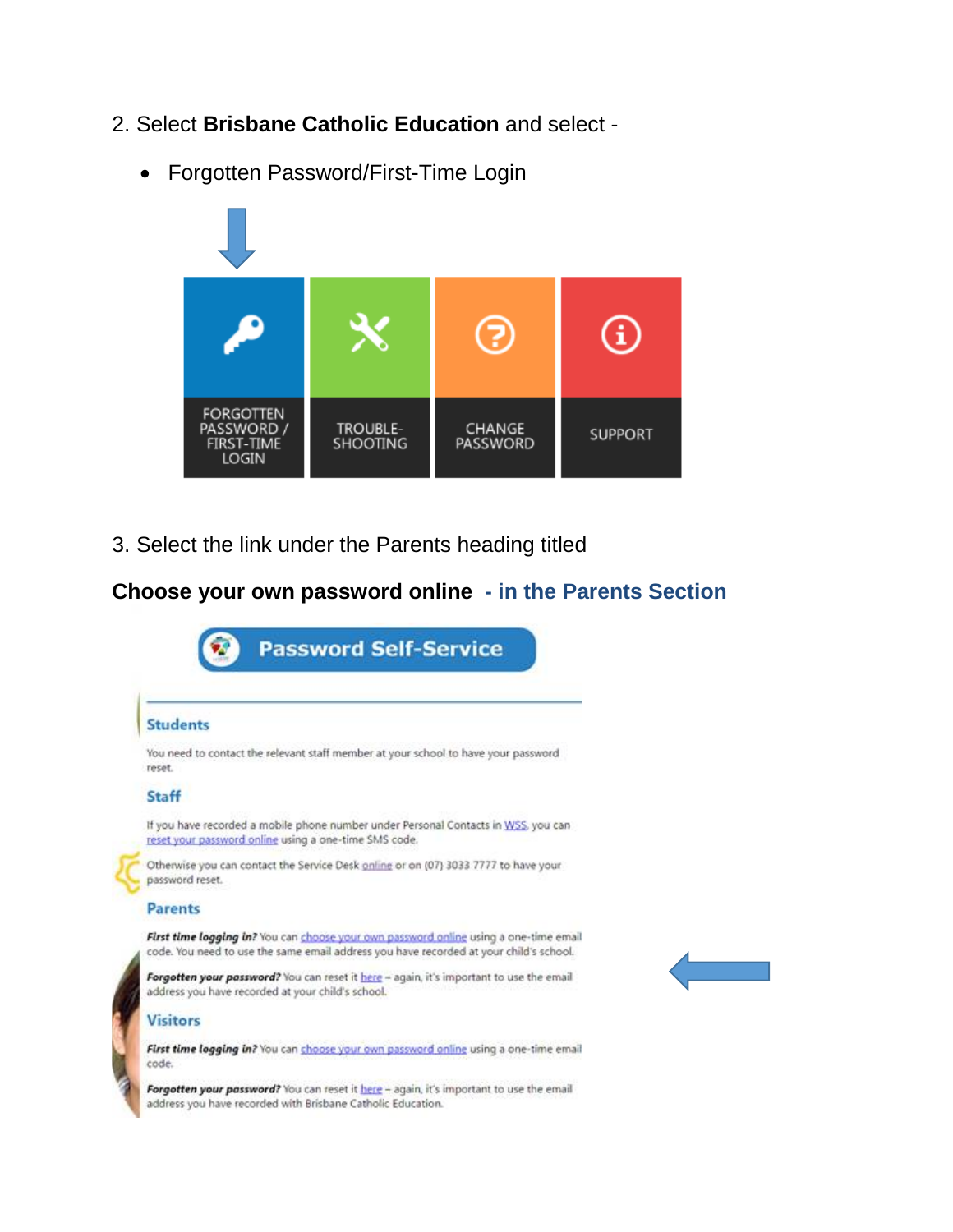2. Select **Brisbane Catholic Education** and select -

- Forgotten Password/First-Time Login

FORGOTTEN PASSWORD / FIRST-TIME LOGIN | TROUBLE-SHOOTING | CHANGE PASSWORD | SUPPORT

3. Select the link under the Parents heading titled

**Choose your own password online - in the Parents Section**

**Password Self-Service**

**Students**

You need to contact the relevant staff member at your school to have your password reset.

**Staff**

If you have recorded a mobile phone number under Personal Contacts in WSS, you can reset your password online using a one-time SMS code.

Otherwise you can contact the Service Desk online or on (07) 3033 7777 to have your password reset.

**Parents**

***First time logging in?*** You can choose your own password online using a one-time email code. You need to use the same email address you have recorded at your child's school.

***Forgotten your password?*** You can reset it here – again, it's important to use the email address you have recorded at your child's school.

**Visitors**

***First time logging in?*** You can choose your own password online using a one-time email code.

***Forgotten your password?*** You can reset it here – again, it's important to use the email address you have recorded with Brisbane Catholic Education.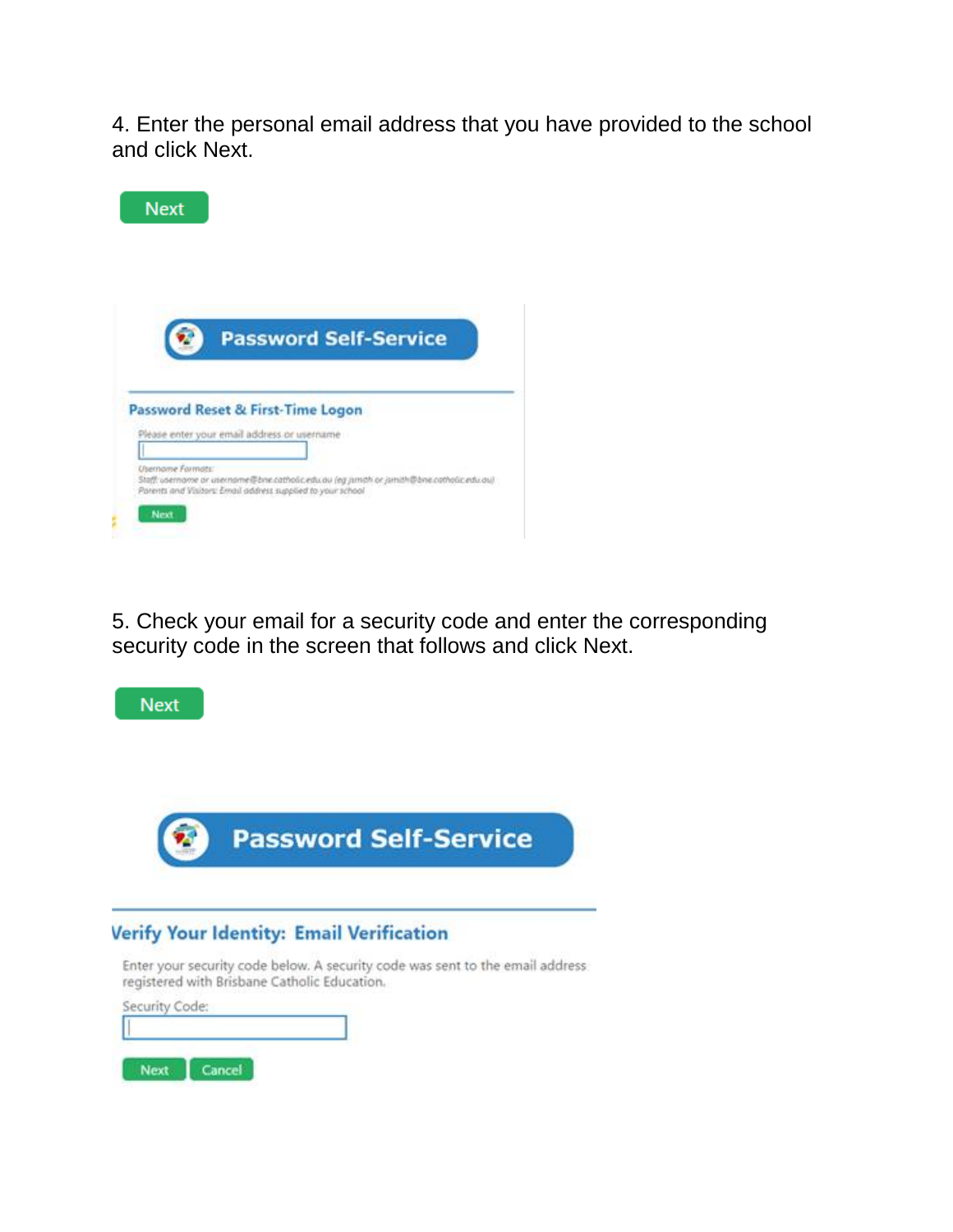4. Enter the personal email address that you have provided to the school and click Next.

Next

Password Self-Service

Password Reset & First-Time Logon

Please enter your email address or username

Username Formats:
Staff: username or username@bne.catholic.edu.au (eg jsmith or jsmith@bne.catholic.edu.au)
Parents and Visitors: Email address supplied to your school

Next

5. Check your email for a security code and enter the corresponding security code in the screen that follows and click Next.

Next

Password Self-Service

Verify Your Identity: Email Verification

Enter your security code below. A security code was sent to the email address registered with Brisbane Catholic Education.

Security Code:

Next Cancel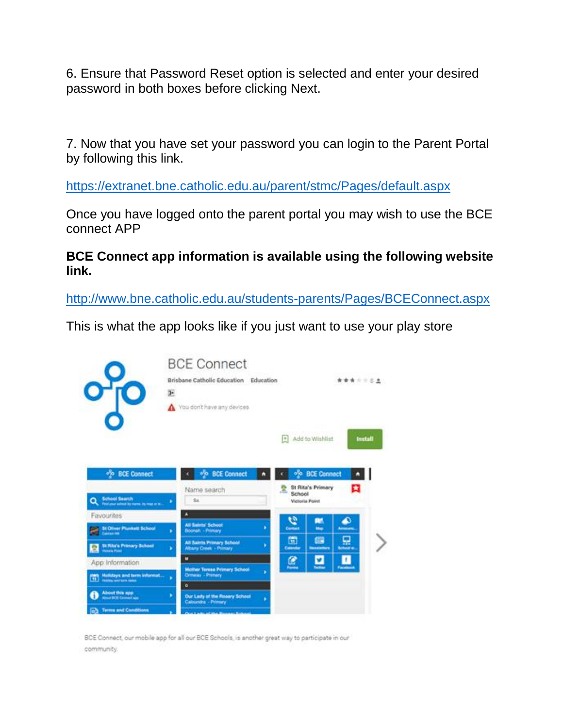6. Ensure that Password Reset option is selected and enter your desired password in both boxes before clicking Next.

7. Now that you have set your password you can login to the Parent Portal by following this link.

https://extranet.bne.catholic.edu.au/parent/stmc/Pages/default.aspx

Once you have logged onto the parent portal you may wish to use the BCE connect APP

**BCE Connect app information is available using the following website link.**

http://www.bne.catholic.edu.au/students-parents/Pages/BCEConnect.aspx

This is what the app looks like if you just want to use your play store